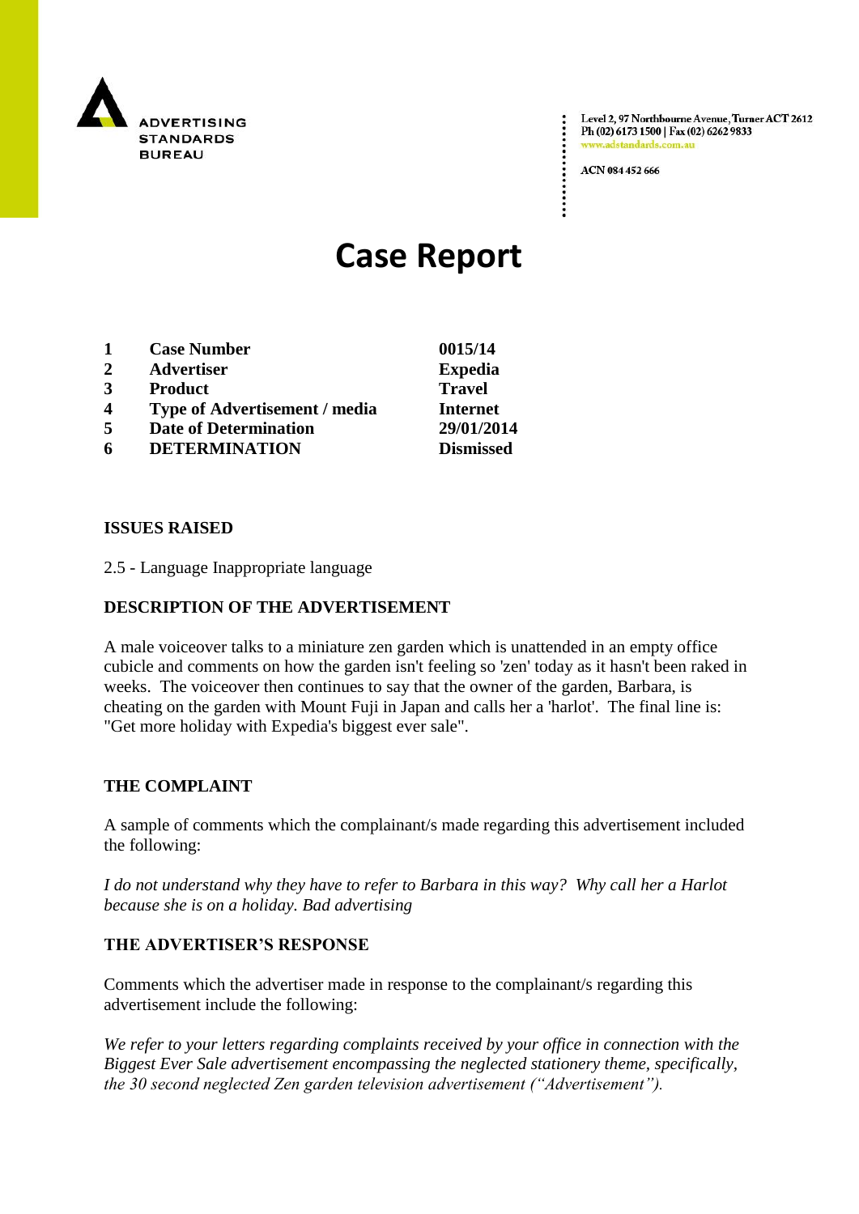ADVERTISING STANDARDS BUREAU

Level 2, 97 Northbourne Avenue, Turner ACT 2612
Ph (02) 6173 1500 | Fax (02) 6262 9833
www.adstandards.com.au

ACN 084 452 666

# Case Report

| | | |
|---|---|---|
| **1** | **Case Number** | **0015/14** |
| **2** | **Advertiser** | **Expedia** |
| **3** | **Product** | **Travel** |
| **4** | **Type of Advertisement / media** | **Internet** |
| **5** | **Date of Determination** | **29/01/2014** |
| **6** | **DETERMINATION** | **Dismissed** |

**ISSUES RAISED**

2.5 - Language Inappropriate language

**DESCRIPTION OF THE ADVERTISEMENT**

A male voiceover talks to a miniature zen garden which is unattended in an empty office cubicle and comments on how the garden isn't feeling so 'zen' today as it hasn't been raked in weeks. The voiceover then continues to say that the owner of the garden, Barbara, is cheating on the garden with Mount Fuji in Japan and calls her a 'harlot'. The final line is: "Get more holiday with Expedia's biggest ever sale".

**THE COMPLAINT**

A sample of comments which the complainant/s made regarding this advertisement included the following:

*I do not understand why they have to refer to Barbara in this way? Why call her a Harlot because she is on a holiday. Bad advertising*

**THE ADVERTISER'S RESPONSE**

Comments which the advertiser made in response to the complainant/s regarding this advertisement include the following:

*We refer to your letters regarding complaints received by your office in connection with the Biggest Ever Sale advertisement encompassing the neglected stationery theme, specifically, the 30 second neglected Zen garden television advertisement ("Advertisement").*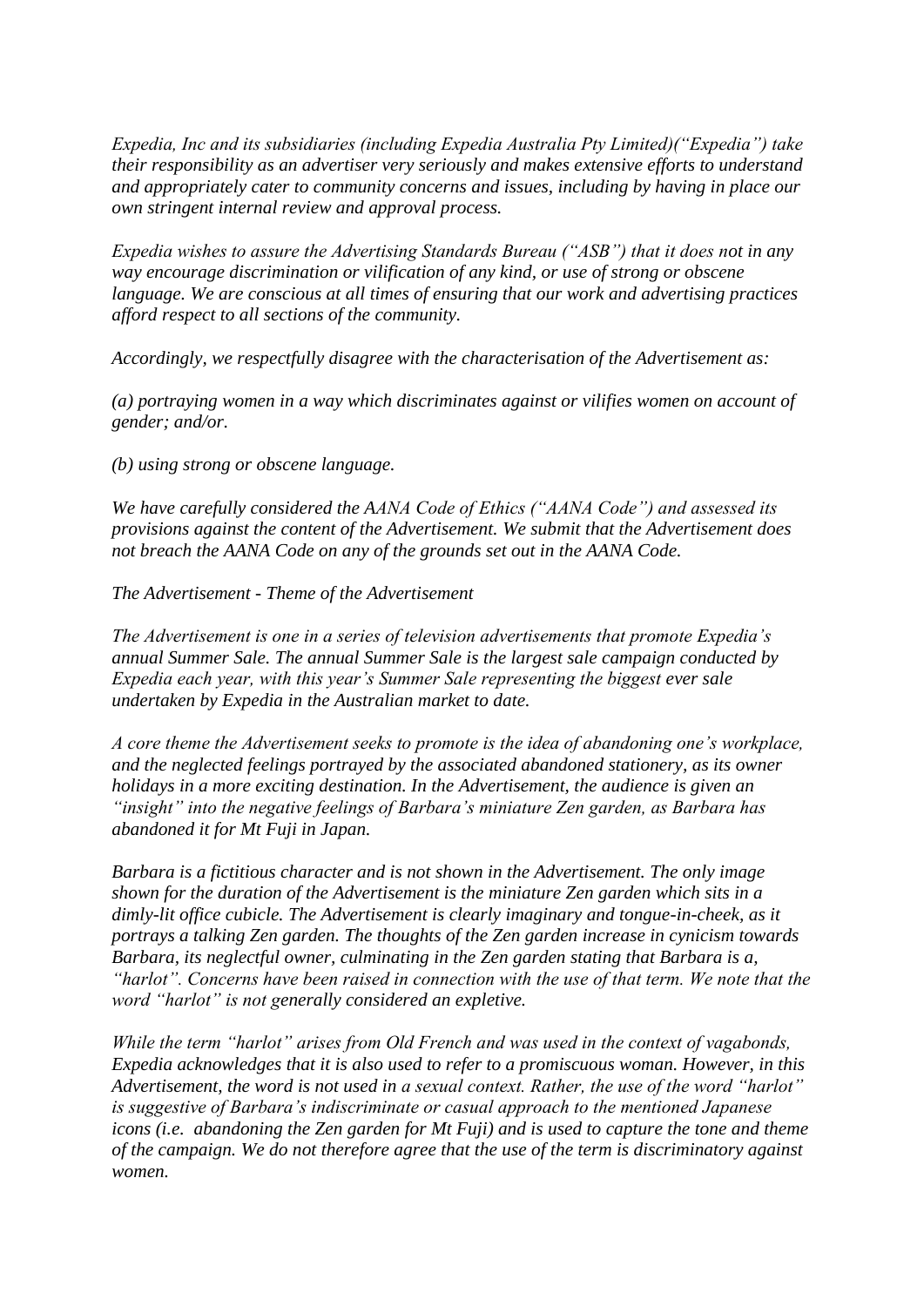*Expedia, Inc and its subsidiaries (including Expedia Australia Pty Limited)("Expedia") take their responsibility as an advertiser very seriously and makes extensive efforts to understand and appropriately cater to community concerns and issues, including by having in place our own stringent internal review and approval process.*

*Expedia wishes to assure the Advertising Standards Bureau ("ASB") that it does not in any way encourage discrimination or vilification of any kind, or use of strong or obscene language. We are conscious at all times of ensuring that our work and advertising practices afford respect to all sections of the community.*

*Accordingly, we respectfully disagree with the characterisation of the Advertisement as:*

*(a) portraying women in a way which discriminates against or vilifies women on account of gender; and/or.*

*(b) using strong or obscene language.*

*We have carefully considered the AANA Code of Ethics ("AANA Code") and assessed its provisions against the content of the Advertisement. We submit that the Advertisement does not breach the AANA Code on any of the grounds set out in the AANA Code.*

*The Advertisement - Theme of the Advertisement*

*The Advertisement is one in a series of television advertisements that promote Expedia's annual Summer Sale. The annual Summer Sale is the largest sale campaign conducted by Expedia each year, with this year's Summer Sale representing the biggest ever sale undertaken by Expedia in the Australian market to date.*

*A core theme the Advertisement seeks to promote is the idea of abandoning one's workplace, and the neglected feelings portrayed by the associated abandoned stationery, as its owner holidays in a more exciting destination. In the Advertisement, the audience is given an "insight" into the negative feelings of Barbara's miniature Zen garden, as Barbara has abandoned it for Mt Fuji in Japan.*

*Barbara is a fictitious character and is not shown in the Advertisement. The only image shown for the duration of the Advertisement is the miniature Zen garden which sits in a dimly-lit office cubicle. The Advertisement is clearly imaginary and tongue-in-cheek, as it portrays a talking Zen garden. The thoughts of the Zen garden increase in cynicism towards Barbara, its neglectful owner, culminating in the Zen garden stating that Barbara is a, "harlot". Concerns have been raised in connection with the use of that term. We note that the word "harlot" is not generally considered an expletive.*

*While the term "harlot" arises from Old French and was used in the context of vagabonds, Expedia acknowledges that it is also used to refer to a promiscuous woman. However, in this Advertisement, the word is not used in a sexual context. Rather, the use of the word "harlot" is suggestive of Barbara's indiscriminate or casual approach to the mentioned Japanese icons (i.e. abandoning the Zen garden for Mt Fuji) and is used to capture the tone and theme of the campaign. We do not therefore agree that the use of the term is discriminatory against women.*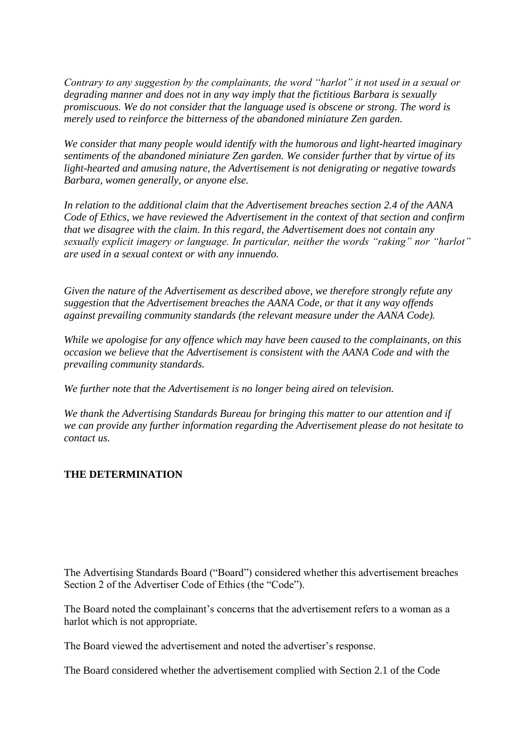*Contrary to any suggestion by the complainants, the word "harlot" it not used in a sexual or degrading manner and does not in any way imply that the fictitious Barbara is sexually promiscuous. We do not consider that the language used is obscene or strong. The word is merely used to reinforce the bitterness of the abandoned miniature Zen garden.*

*We consider that many people would identify with the humorous and light-hearted imaginary sentiments of the abandoned miniature Zen garden. We consider further that by virtue of its light-hearted and amusing nature, the Advertisement is not denigrating or negative towards Barbara, women generally, or anyone else.*

*In relation to the additional claim that the Advertisement breaches section 2.4 of the AANA Code of Ethics, we have reviewed the Advertisement in the context of that section and confirm that we disagree with the claim. In this regard, the Advertisement does not contain any sexually explicit imagery or language. In particular, neither the words "raking" nor "harlot" are used in a sexual context or with any innuendo.*

*Given the nature of the Advertisement as described above, we therefore strongly refute any suggestion that the Advertisement breaches the AANA Code, or that it any way offends against prevailing community standards (the relevant measure under the AANA Code).*

*While we apologise for any offence which may have been caused to the complainants, on this occasion we believe that the Advertisement is consistent with the AANA Code and with the prevailing community standards.*

*We further note that the Advertisement is no longer being aired on television.*

*We thank the Advertising Standards Bureau for bringing this matter to our attention and if we can provide any further information regarding the Advertisement please do not hesitate to contact us.*

**THE DETERMINATION**

The Advertising Standards Board ("Board") considered whether this advertisement breaches Section 2 of the Advertiser Code of Ethics (the "Code").

The Board noted the complainant's concerns that the advertisement refers to a woman as a harlot which is not appropriate.

The Board viewed the advertisement and noted the advertiser's response.

The Board considered whether the advertisement complied with Section 2.1 of the Code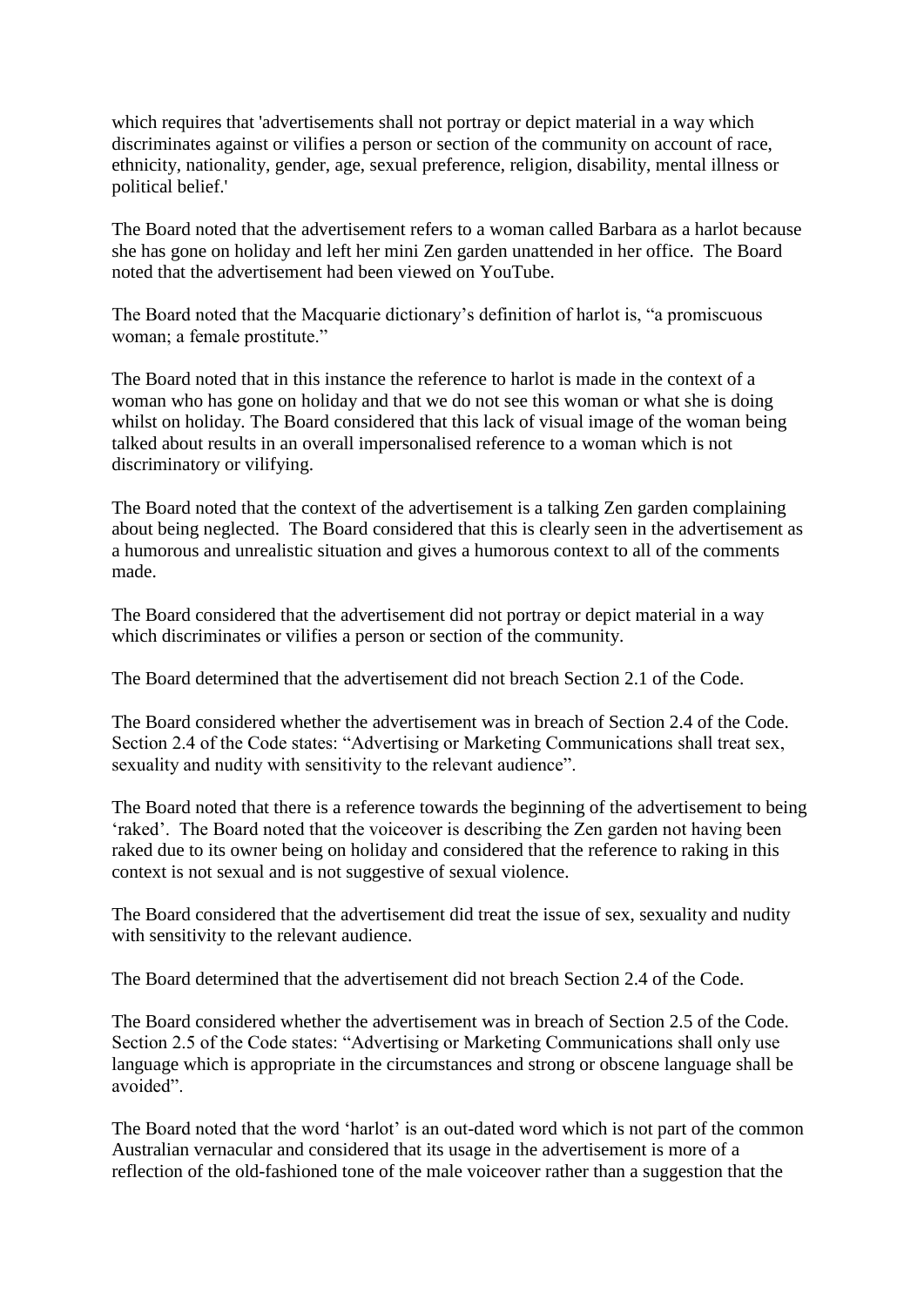which requires that 'advertisements shall not portray or depict material in a way which discriminates against or vilifies a person or section of the community on account of race, ethnicity, nationality, gender, age, sexual preference, religion, disability, mental illness or political belief.'

The Board noted that the advertisement refers to a woman called Barbara as a harlot because she has gone on holiday and left her mini Zen garden unattended in her office. The Board noted that the advertisement had been viewed on YouTube.

The Board noted that the Macquarie dictionary's definition of harlot is, "a promiscuous woman; a female prostitute."

The Board noted that in this instance the reference to harlot is made in the context of a woman who has gone on holiday and that we do not see this woman or what she is doing whilst on holiday. The Board considered that this lack of visual image of the woman being talked about results in an overall impersonalised reference to a woman which is not discriminatory or vilifying.

The Board noted that the context of the advertisement is a talking Zen garden complaining about being neglected. The Board considered that this is clearly seen in the advertisement as a humorous and unrealistic situation and gives a humorous context to all of the comments made.

The Board considered that the advertisement did not portray or depict material in a way which discriminates or vilifies a person or section of the community.

The Board determined that the advertisement did not breach Section 2.1 of the Code.

The Board considered whether the advertisement was in breach of Section 2.4 of the Code. Section 2.4 of the Code states: "Advertising or Marketing Communications shall treat sex, sexuality and nudity with sensitivity to the relevant audience".

The Board noted that there is a reference towards the beginning of the advertisement to being 'raked'. The Board noted that the voiceover is describing the Zen garden not having been raked due to its owner being on holiday and considered that the reference to raking in this context is not sexual and is not suggestive of sexual violence.

The Board considered that the advertisement did treat the issue of sex, sexuality and nudity with sensitivity to the relevant audience.

The Board determined that the advertisement did not breach Section 2.4 of the Code.

The Board considered whether the advertisement was in breach of Section 2.5 of the Code. Section 2.5 of the Code states: "Advertising or Marketing Communications shall only use language which is appropriate in the circumstances and strong or obscene language shall be avoided".

The Board noted that the word 'harlot' is an out-dated word which is not part of the common Australian vernacular and considered that its usage in the advertisement is more of a reflection of the old-fashioned tone of the male voiceover rather than a suggestion that the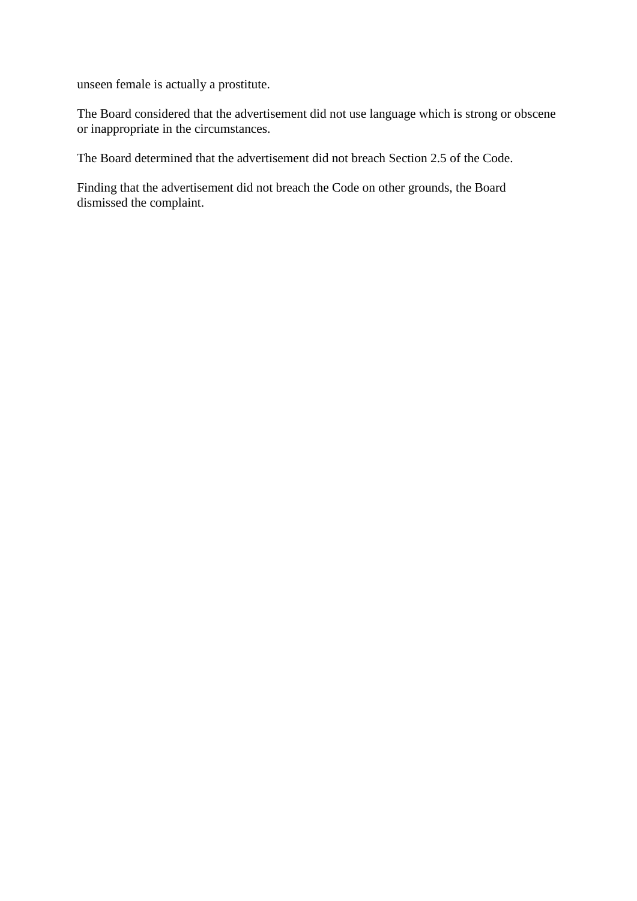unseen female is actually a prostitute.

The Board considered that the advertisement did not use language which is strong or obscene or inappropriate in the circumstances.

The Board determined that the advertisement did not breach Section 2.5 of the Code.

Finding that the advertisement did not breach the Code on other grounds, the Board dismissed the complaint.